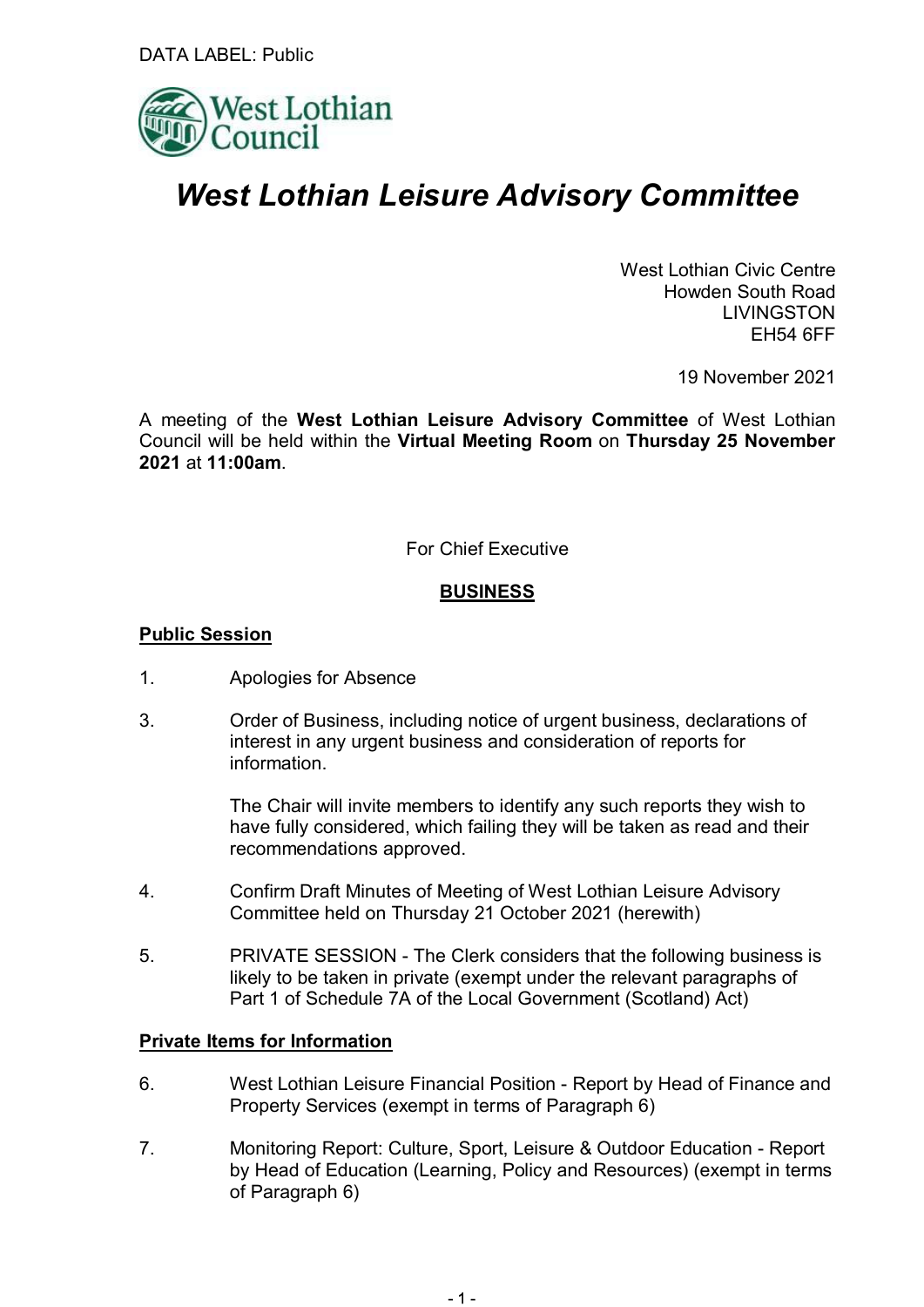DATA LABEL: Public

West Lothian Council

# *West Lothian Leisure Advisory Committee*

West Lothian Civic Centre
Howden South Road
LIVINGSTON
EH54 6FF

19 November 2021

A meeting of the **West Lothian Leisure Advisory Committee** of West Lothian Council will be held within the **Virtual Meeting Room** on **Thursday 25 November 2021** at **11:00am**.

For Chief Executive

## BUSINESS

### Public Session

1. Apologies for Absence

3. Order of Business, including notice of urgent business, declarations of interest in any urgent business and consideration of reports for information.

   The Chair will invite members to identify any such reports they wish to have fully considered, which failing they will be taken as read and their recommendations approved.

4. Confirm Draft Minutes of Meeting of West Lothian Leisure Advisory Committee held on Thursday 21 October 2021 (herewith)

5. PRIVATE SESSION - The Clerk considers that the following business is likely to be taken in private (exempt under the relevant paragraphs of Part 1 of Schedule 7A of the Local Government (Scotland) Act)

### Private Items for Information

6. West Lothian Leisure Financial Position - Report by Head of Finance and Property Services (exempt in terms of Paragraph 6)

7. Monitoring Report: Culture, Sport, Leisure & Outdoor Education - Report by Head of Education (Learning, Policy and Resources) (exempt in terms of Paragraph 6)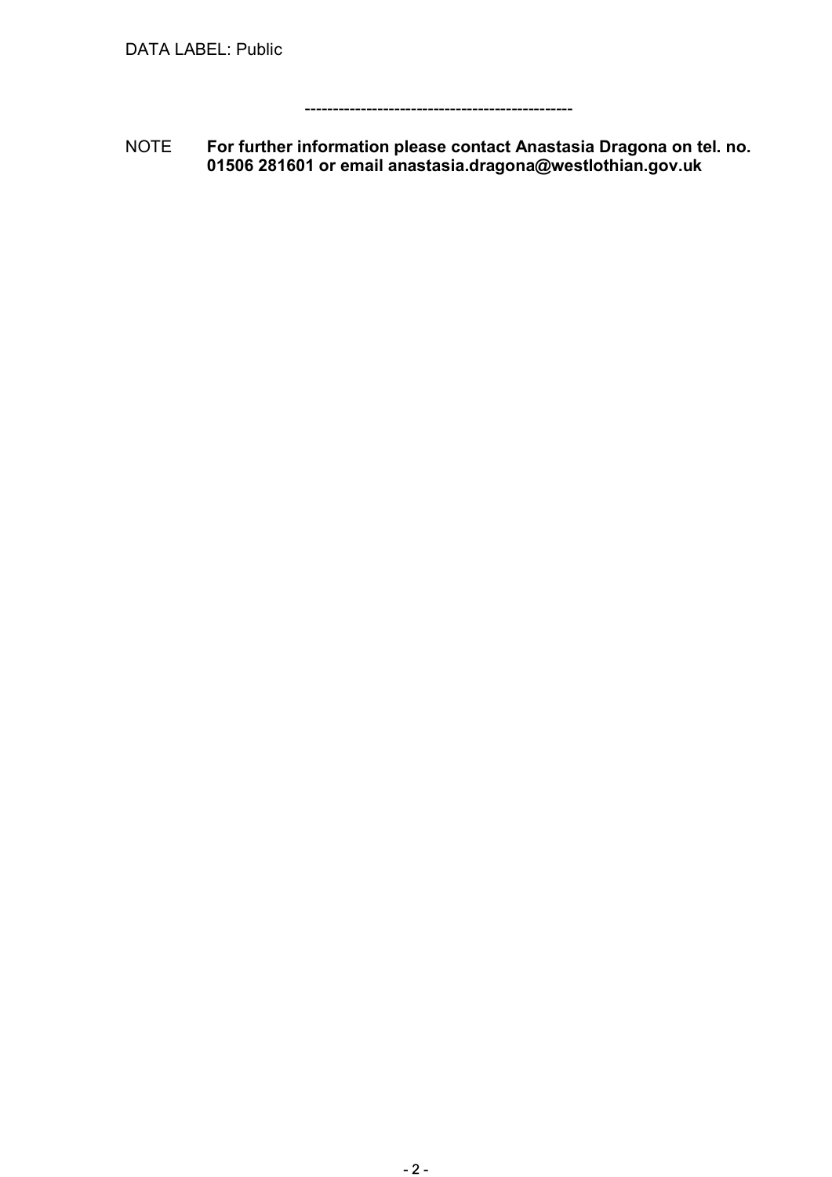DATA LABEL: Public

------------------------------------------------

NOTE **For further information please contact Anastasia Dragona on tel. no. 01506 281601 or email anastasia.dragona@westlothian.gov.uk**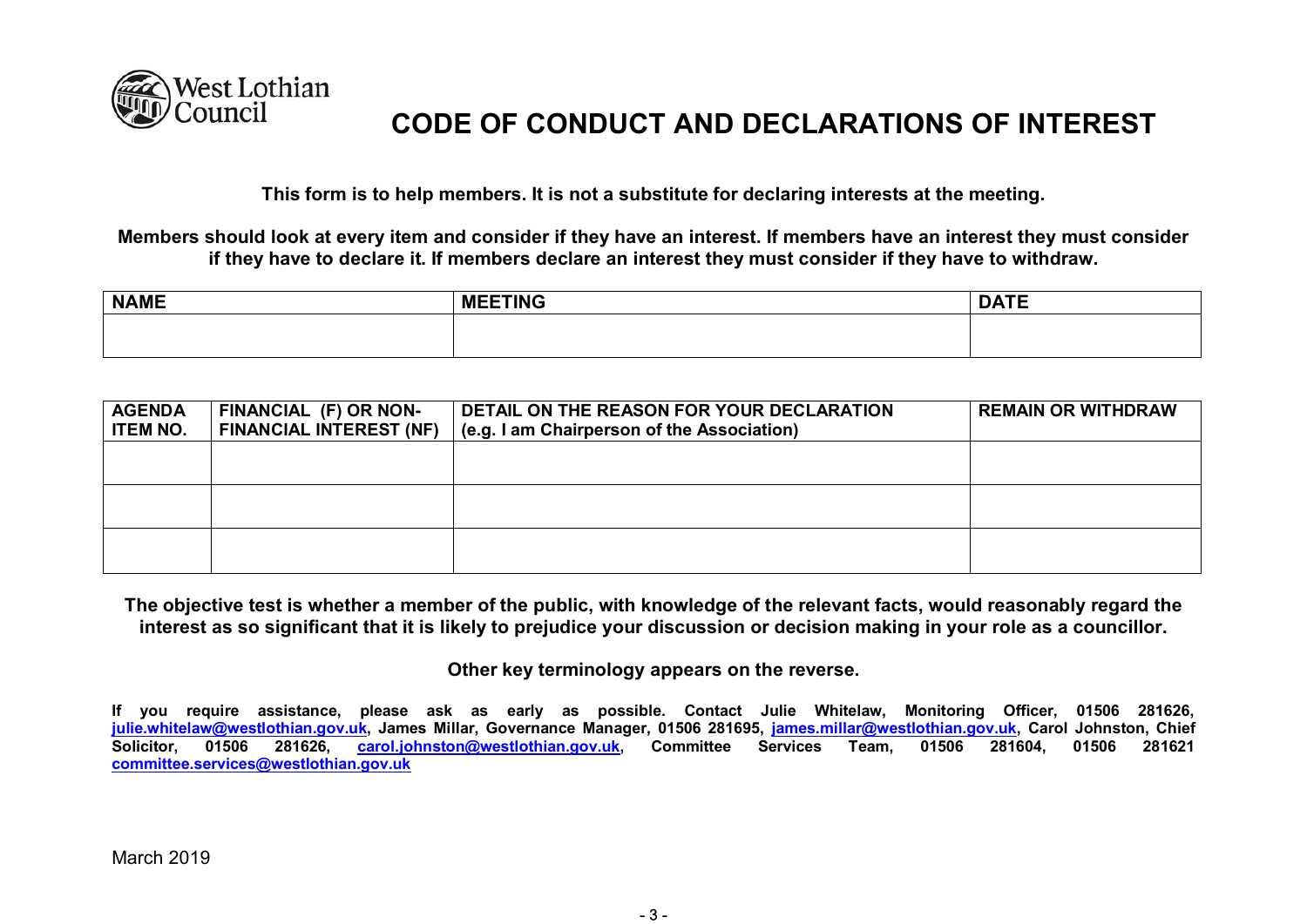West Lothian Council

# CODE OF CONDUCT AND DECLARATIONS OF INTEREST

**This form is to help members. It is not a substitute for declaring interests at the meeting.**

**Members should look at every item and consider if they have an interest. If members have an interest they must consider if they have to declare it. If members declare an interest they must consider if they have to withdraw.**

| NAME | MEETING | DATE |
|---|---|---|
| | | |

| AGENDA ITEM NO. | FINANCIAL (F) OR NON-FINANCIAL INTEREST (NF) | DETAIL ON THE REASON FOR YOUR DECLARATION (e.g. I am Chairperson of the Association) | REMAIN OR WITHDRAW |
|---|---|---|---|
| | | | |
| | | | |
| | | | |

**The objective test is whether a member of the public, with knowledge of the relevant facts, would reasonably regard the interest as so significant that it is likely to prejudice your discussion or decision making in your role as a councillor.**

**Other key terminology appears on the reverse.**

**If you require assistance, please ask as early as possible. Contact Julie Whitelaw, Monitoring Officer, 01506 281626, julie.whitelaw@westlothian.gov.uk, James Millar, Governance Manager, 01506 281695, james.millar@westlothian.gov.uk, Carol Johnston, Chief Solicitor, 01506 281626, carol.johnston@westlothian.gov.uk, Committee Services Team, 01506 281604, 01506 281621 committee.services@westlothian.gov.uk**

March 2019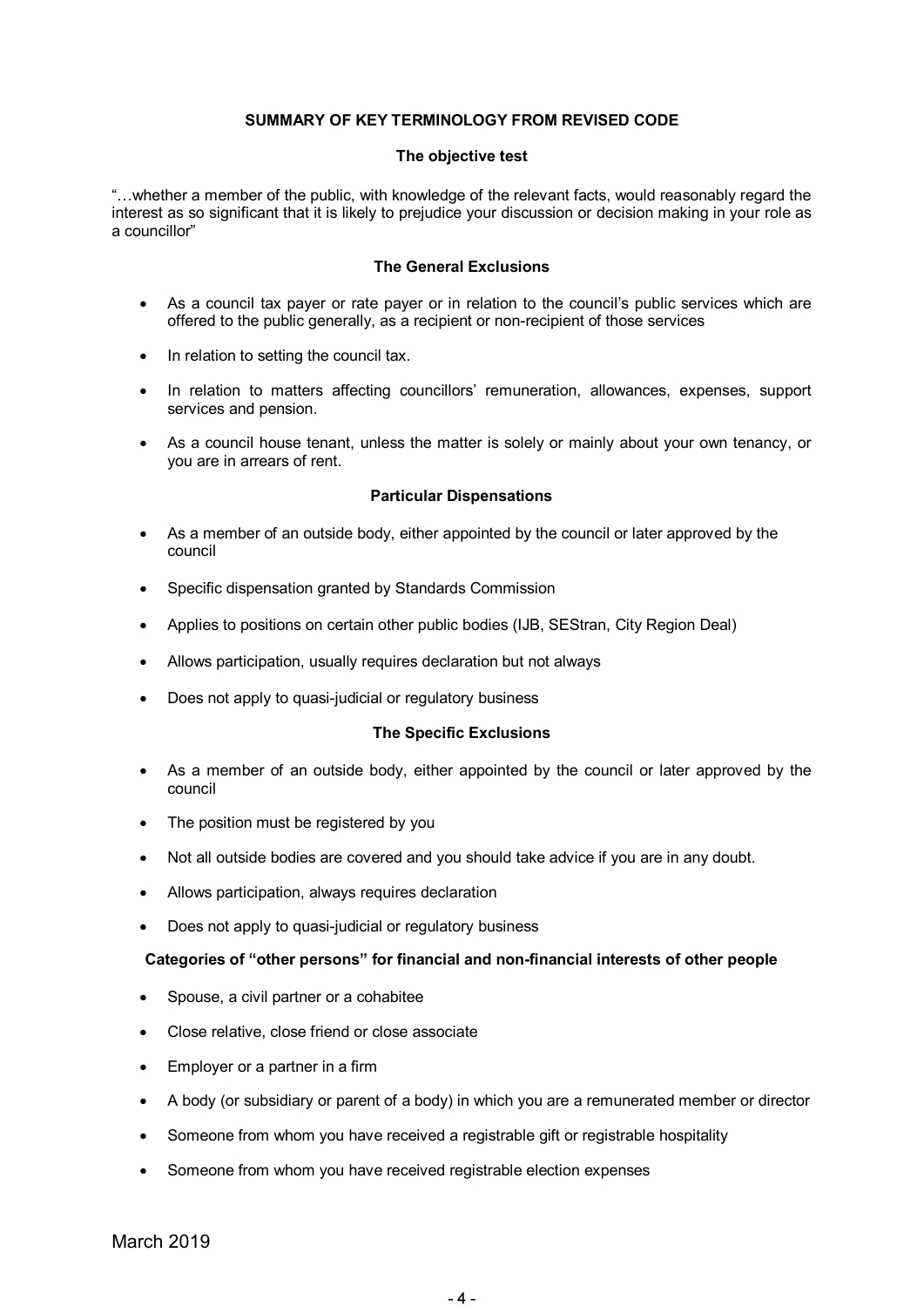## SUMMARY OF KEY TERMINOLOGY FROM REVISED CODE

### The objective test

"…whether a member of the public, with knowledge of the relevant facts, would reasonably regard the interest as so significant that it is likely to prejudice your discussion or decision making in your role as a councillor"

### The General Exclusions

- As a council tax payer or rate payer or in relation to the council's public services which are offered to the public generally, as a recipient or non-recipient of those services
- In relation to setting the council tax.
- In relation to matters affecting councillors' remuneration, allowances, expenses, support services and pension.
- As a council house tenant, unless the matter is solely or mainly about your own tenancy, or you are in arrears of rent.

### Particular Dispensations

- As a member of an outside body, either appointed by the council or later approved by the council
- Specific dispensation granted by Standards Commission
- Applies to positions on certain other public bodies (IJB, SEStran, City Region Deal)
- Allows participation, usually requires declaration but not always
- Does not apply to quasi-judicial or regulatory business

### The Specific Exclusions

- As a member of an outside body, either appointed by the council or later approved by the council
- The position must be registered by you
- Not all outside bodies are covered and you should take advice if you are in any doubt.
- Allows participation, always requires declaration
- Does not apply to quasi-judicial or regulatory business

### Categories of "other persons" for financial and non-financial interests of other people

- Spouse, a civil partner or a cohabitee
- Close relative, close friend or close associate
- Employer or a partner in a firm
- A body (or subsidiary or parent of a body) in which you are a remunerated member or director
- Someone from whom you have received a registrable gift or registrable hospitality
- Someone from whom you have received registrable election expenses

March 2019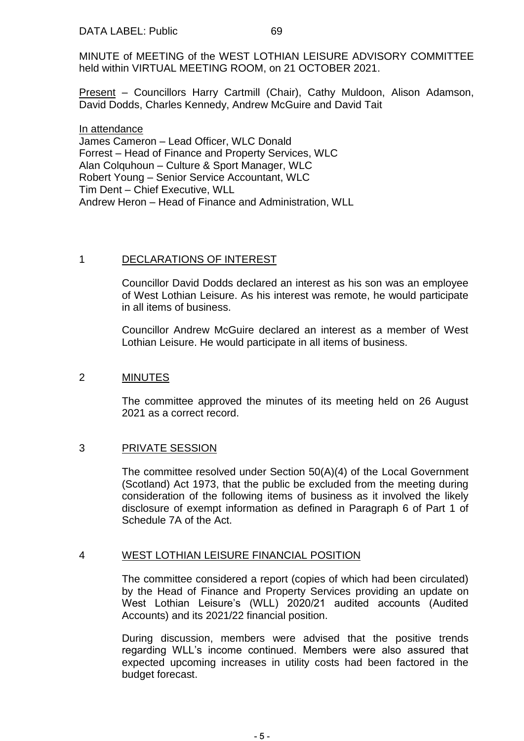DATA LABEL: Public

MINUTE of MEETING of the WEST LOTHIAN LEISURE ADVISORY COMMITTEE held within VIRTUAL MEETING ROOM, on 21 OCTOBER 2021.

Present – Councillors Harry Cartmill (Chair), Cathy Muldoon, Alison Adamson, David Dodds, Charles Kennedy, Andrew McGuire and David Tait

In attendance
James Cameron – Lead Officer, WLC Donald
Forrest – Head of Finance and Property Services, WLC
Alan Colquhoun – Culture & Sport Manager, WLC
Robert Young – Senior Service Accountant, WLC
Tim Dent – Chief Executive, WLL
Andrew Heron – Head of Finance and Administration, WLL

## 1 DECLARATIONS OF INTEREST

Councillor David Dodds declared an interest as his son was an employee of West Lothian Leisure. As his interest was remote, he would participate in all items of business.

Councillor Andrew McGuire declared an interest as a member of West Lothian Leisure. He would participate in all items of business.

## 2 MINUTES

The committee approved the minutes of its meeting held on 26 August 2021 as a correct record.

## 3 PRIVATE SESSION

The committee resolved under Section 50(A)(4) of the Local Government (Scotland) Act 1973, that the public be excluded from the meeting during consideration of the following items of business as it involved the likely disclosure of exempt information as defined in Paragraph 6 of Part 1 of Schedule 7A of the Act.

## 4 WEST LOTHIAN LEISURE FINANCIAL POSITION

The committee considered a report (copies of which had been circulated) by the Head of Finance and Property Services providing an update on West Lothian Leisure's (WLL) 2020/21 audited accounts (Audited Accounts) and its 2021/22 financial position.

During discussion, members were advised that the positive trends regarding WLL's income continued. Members were also assured that expected upcoming increases in utility costs had been factored in the budget forecast.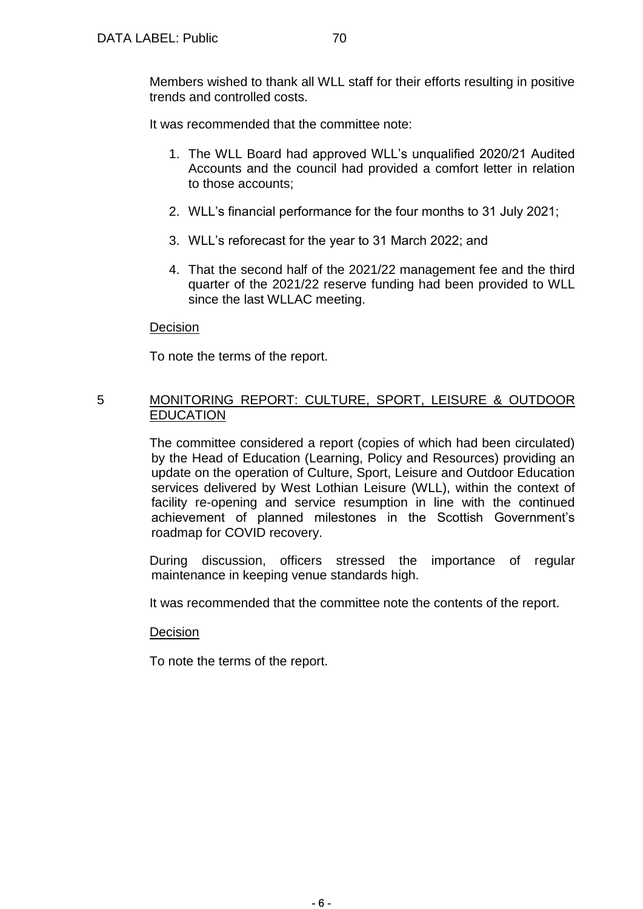Members wished to thank all WLL staff for their efforts resulting in positive trends and controlled costs.

It was recommended that the committee note:

1. The WLL Board had approved WLL's unqualified 2020/21 Audited Accounts and the council had provided a comfort letter in relation to those accounts;

2. WLL's financial performance for the four months to 31 July 2021;

3. WLL's reforecast for the year to 31 March 2022; and

4. That the second half of the 2021/22 management fee and the third quarter of the 2021/22 reserve funding had been provided to WLL since the last WLLAC meeting.

Decision

To note the terms of the report.

## 5 MONITORING REPORT: CULTURE, SPORT, LEISURE & OUTDOOR EDUCATION

The committee considered a report (copies of which had been circulated) by the Head of Education (Learning, Policy and Resources) providing an update on the operation of Culture, Sport, Leisure and Outdoor Education services delivered by West Lothian Leisure (WLL), within the context of facility re-opening and service resumption in line with the continued achievement of planned milestones in the Scottish Government's roadmap for COVID recovery.

During discussion, officers stressed the importance of regular maintenance in keeping venue standards high.

It was recommended that the committee note the contents of the report.

Decision

To note the terms of the report.